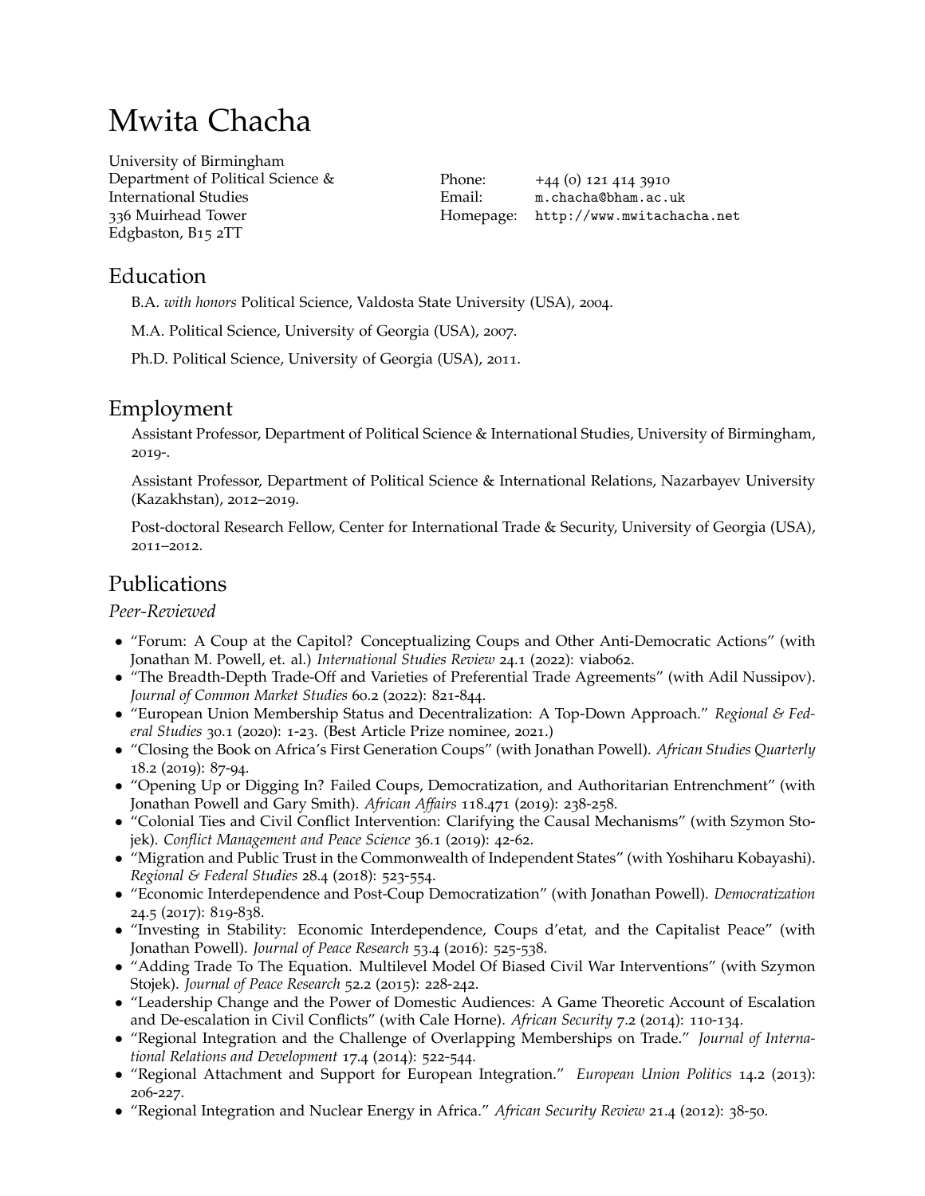# Mwita Chacha

University of Birmingham
Department of Political Science &
International Studies
336 Muirhead Tower
Edgbaston, B15 2TT

Phone: +44 (0) 121 414 3910
Email: m.chacha@bham.ac.uk
Homepage: http://www.mwitachacha.net

## Education

B.A. *with honors* Political Science, Valdosta State University (USA), 2004.

M.A. Political Science, University of Georgia (USA), 2007.

Ph.D. Political Science, University of Georgia (USA), 2011.

## Employment

Assistant Professor, Department of Political Science & International Studies, University of Birmingham, 2019-.

Assistant Professor, Department of Political Science & International Relations, Nazarbayev University (Kazakhstan), 2012–2019.

Post-doctoral Research Fellow, Center for International Trade & Security, University of Georgia (USA), 2011–2012.

## Publications

### *Peer-Reviewed*

- "Forum: A Coup at the Capitol? Conceptualizing Coups and Other Anti-Democratic Actions" (with Jonathan M. Powell, et. al.) *International Studies Review* 24.1 (2022): viab062.
- "The Breadth-Depth Trade-Off and Varieties of Preferential Trade Agreements" (with Adil Nussipov). *Journal of Common Market Studies* 60.2 (2022): 821-844.
- "European Union Membership Status and Decentralization: A Top-Down Approach." *Regional & Federal Studies* 30.1 (2020): 1-23. (Best Article Prize nominee, 2021.)
- "Closing the Book on Africa's First Generation Coups" (with Jonathan Powell). *African Studies Quarterly* 18.2 (2019): 87-94.
- "Opening Up or Digging In? Failed Coups, Democratization, and Authoritarian Entrenchment" (with Jonathan Powell and Gary Smith). *African Affairs* 118.471 (2019): 238-258.
- "Colonial Ties and Civil Conflict Intervention: Clarifying the Causal Mechanisms" (with Szymon Stojek). *Conflict Management and Peace Science* 36.1 (2019): 42-62.
- "Migration and Public Trust in the Commonwealth of Independent States" (with Yoshiharu Kobayashi). *Regional & Federal Studies* 28.4 (2018): 523-554.
- "Economic Interdependence and Post-Coup Democratization" (with Jonathan Powell). *Democratization* 24.5 (2017): 819-838.
- "Investing in Stability: Economic Interdependence, Coups d'etat, and the Capitalist Peace" (with Jonathan Powell). *Journal of Peace Research* 53.4 (2016): 525-538.
- "Adding Trade To The Equation. Multilevel Model Of Biased Civil War Interventions" (with Szymon Stojek). *Journal of Peace Research* 52.2 (2015): 228-242.
- "Leadership Change and the Power of Domestic Audiences: A Game Theoretic Account of Escalation and De-escalation in Civil Conflicts" (with Cale Horne). *African Security* 7.2 (2014): 110-134.
- "Regional Integration and the Challenge of Overlapping Memberships on Trade." *Journal of International Relations and Development* 17.4 (2014): 522-544.
- "Regional Attachment and Support for European Integration." *European Union Politics* 14.2 (2013): 206-227.
- "Regional Integration and Nuclear Energy in Africa." *African Security Review* 21.4 (2012): 38-50.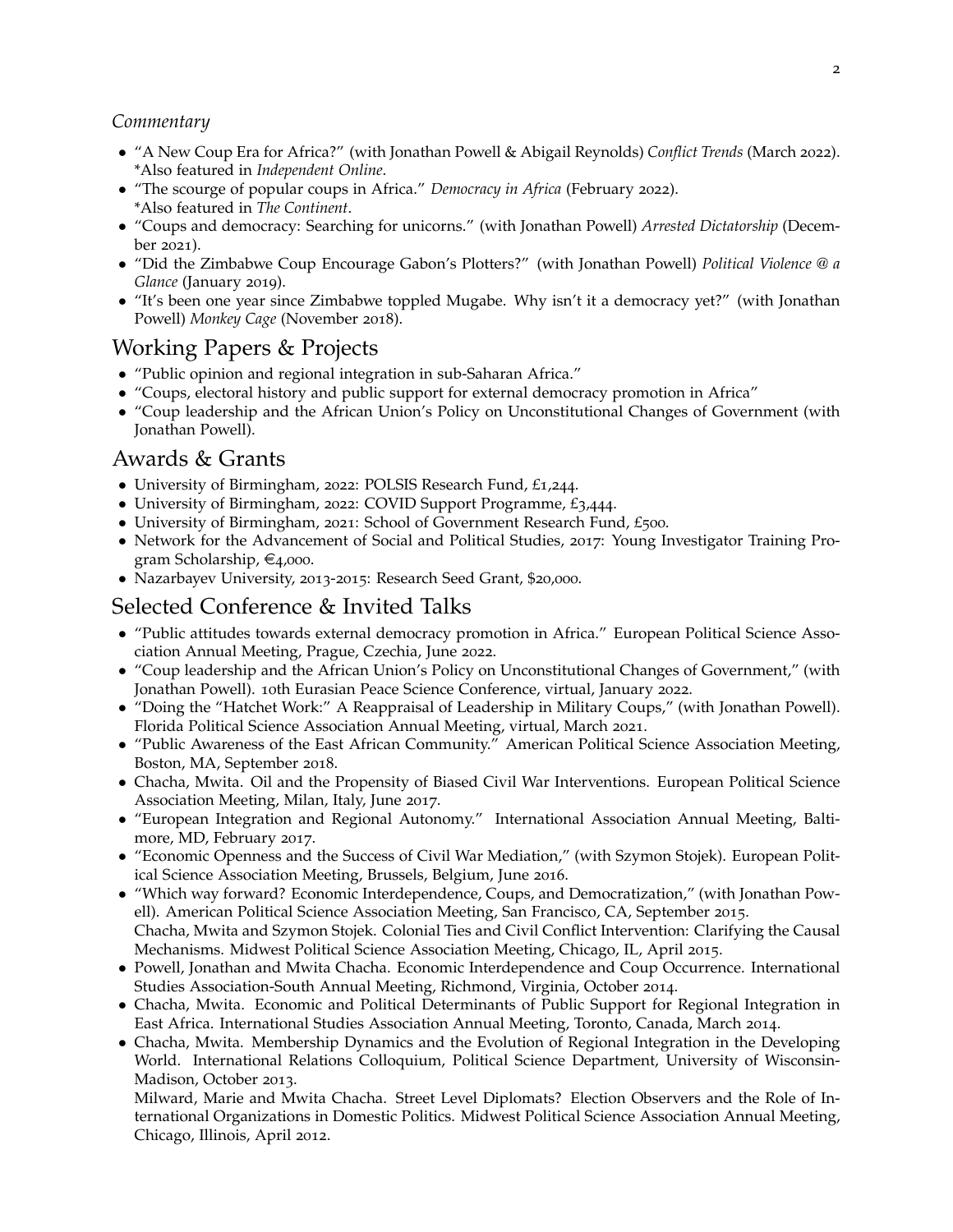### *Commentary*

- "A New Coup Era for Africa?" (with Jonathan Powell & Abigail Reynolds) *Conflict Trends* (March 2022). *Also featured in *Independent Online*.
- "The scourge of popular coups in Africa." *Democracy in Africa* (February 2022). *Also featured in *The Continent*.
- "Coups and democracy: Searching for unicorns." (with Jonathan Powell) *Arrested Dictatorship* (December 2021).
- "Did the Zimbabwe Coup Encourage Gabon's Plotters?" (with Jonathan Powell) *Political Violence @ a Glance* (January 2019).
- "It's been one year since Zimbabwe toppled Mugabe. Why isn't it a democracy yet?" (with Jonathan Powell) *Monkey Cage* (November 2018).

## Working Papers & Projects

- "Public opinion and regional integration in sub-Saharan Africa."
- "Coups, electoral history and public support for external democracy promotion in Africa"
- "Coup leadership and the African Union's Policy on Unconstitutional Changes of Government (with Jonathan Powell).

## Awards & Grants

- University of Birmingham, 2022: POLSIS Research Fund, £1,244.
- University of Birmingham, 2022: COVID Support Programme, £3,444.
- University of Birmingham, 2021: School of Government Research Fund, £500.
- Network for the Advancement of Social and Political Studies, 2017: Young Investigator Training Program Scholarship, €4,000.
- Nazarbayev University, 2013-2015: Research Seed Grant, $20,000.

## Selected Conference & Invited Talks

- "Public attitudes towards external democracy promotion in Africa." European Political Science Association Annual Meeting, Prague, Czechia, June 2022.
- "Coup leadership and the African Union's Policy on Unconstitutional Changes of Government," (with Jonathan Powell). 10th Eurasian Peace Science Conference, virtual, January 2022.
- "Doing the "Hatchet Work:" A Reappraisal of Leadership in Military Coups," (with Jonathan Powell). Florida Political Science Association Annual Meeting, virtual, March 2021.
- "Public Awareness of the East African Community." American Political Science Association Meeting, Boston, MA, September 2018.
- Chacha, Mwita. Oil and the Propensity of Biased Civil War Interventions. European Political Science Association Meeting, Milan, Italy, June 2017.
- "European Integration and Regional Autonomy." International Association Annual Meeting, Baltimore, MD, February 2017.
- "Economic Openness and the Success of Civil War Mediation," (with Szymon Stojek). European Political Science Association Meeting, Brussels, Belgium, June 2016.
- "Which way forward? Economic Interdependence, Coups, and Democratization," (with Jonathan Powell). American Political Science Association Meeting, San Francisco, CA, September 2015. Chacha, Mwita and Szymon Stojek. Colonial Ties and Civil Conflict Intervention: Clarifying the Causal Mechanisms. Midwest Political Science Association Meeting, Chicago, IL, April 2015.
- Powell, Jonathan and Mwita Chacha. Economic Interdependence and Coup Occurrence. International Studies Association-South Annual Meeting, Richmond, Virginia, October 2014.
- Chacha, Mwita. Economic and Political Determinants of Public Support for Regional Integration in East Africa. International Studies Association Annual Meeting, Toronto, Canada, March 2014.
- Chacha, Mwita. Membership Dynamics and the Evolution of Regional Integration in the Developing World. International Relations Colloquium, Political Science Department, University of Wisconsin-Madison, October 2013. Milward, Marie and Mwita Chacha. Street Level Diplomats? Election Observers and the Role of International Organizations in Domestic Politics. Midwest Political Science Association Annual Meeting, Chicago, Illinois, April 2012.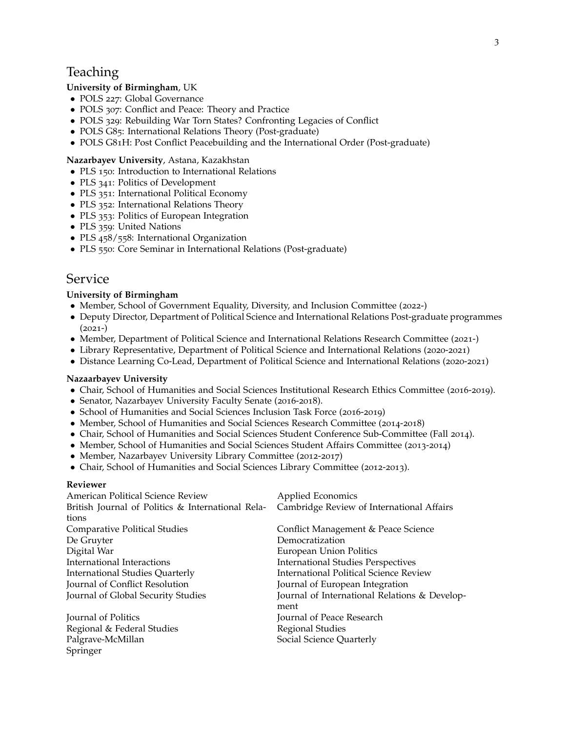# Teaching

**University of Birmingham**, UK

- POLS 227: Global Governance
- POLS 307: Conflict and Peace: Theory and Practice
- POLS 329: Rebuilding War Torn States? Confronting Legacies of Conflict
- POLS G85: International Relations Theory (Post-graduate)
- POLS G81H: Post Conflict Peacebuilding and the International Order (Post-graduate)

**Nazarbayev University**, Astana, Kazakhstan

- PLS 150: Introduction to International Relations
- PLS 341: Politics of Development
- PLS 351: International Political Economy
- PLS 352: International Relations Theory
- PLS 353: Politics of European Integration
- PLS 359: United Nations
- PLS 458/558: International Organization
- PLS 550: Core Seminar in International Relations (Post-graduate)

# Service

**University of Birmingham**

- Member, School of Government Equality, Diversity, and Inclusion Committee (2022-)
- Deputy Director, Department of Political Science and International Relations Post-graduate programmes (2021-)
- Member, Department of Political Science and International Relations Research Committee (2021-)
- Library Representative, Department of Political Science and International Relations (2020-2021)
- Distance Learning Co-Lead, Department of Political Science and International Relations (2020-2021)

**Nazaarbayev University**

- Chair, School of Humanities and Social Sciences Institutional Research Ethics Committee (2016-2019).
- Senator, Nazarbayev University Faculty Senate (2016-2018).
- School of Humanities and Social Sciences Inclusion Task Force (2016-2019)
- Member, School of Humanities and Social Sciences Research Committee (2014-2018)
- Chair, School of Humanities and Social Sciences Student Conference Sub-Committee (Fall 2014).
- Member, School of Humanities and Social Sciences Student Affairs Committee (2013-2014)
- Member, Nazarbayev University Library Committee (2012-2017)
- Chair, School of Humanities and Social Sciences Library Committee (2012-2013).

**Reviewer**

American Political Science Review
Applied Economics
British Journal of Politics & International Relations
Cambridge Review of International Affairs
Comparative Political Studies
Conflict Management & Peace Science
De Gruyter
Democratization
Digital War
European Union Politics
International Interactions
International Studies Perspectives
International Studies Quarterly
International Political Science Review
Journal of Conflict Resolution
Journal of European Integration
Journal of Global Security Studies
Journal of International Relations & Development
Journal of Politics
Journal of Peace Research
Regional & Federal Studies
Regional Studies
Palgrave-McMillan
Social Science Quarterly
Springer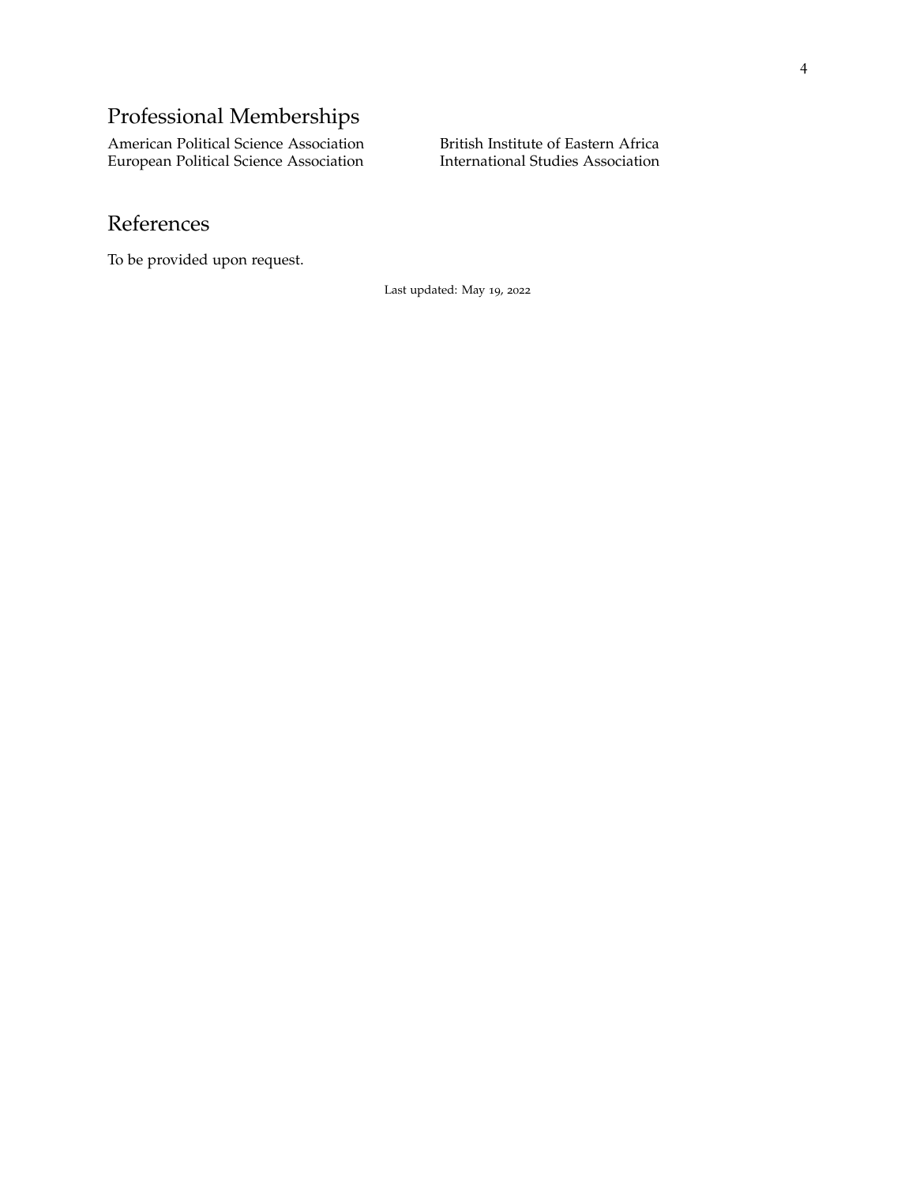## Professional Memberships

American Political Science Association
European Political Science Association
British Institute of Eastern Africa
International Studies Association

## References

To be provided upon request.

Last updated: May 19, 2022